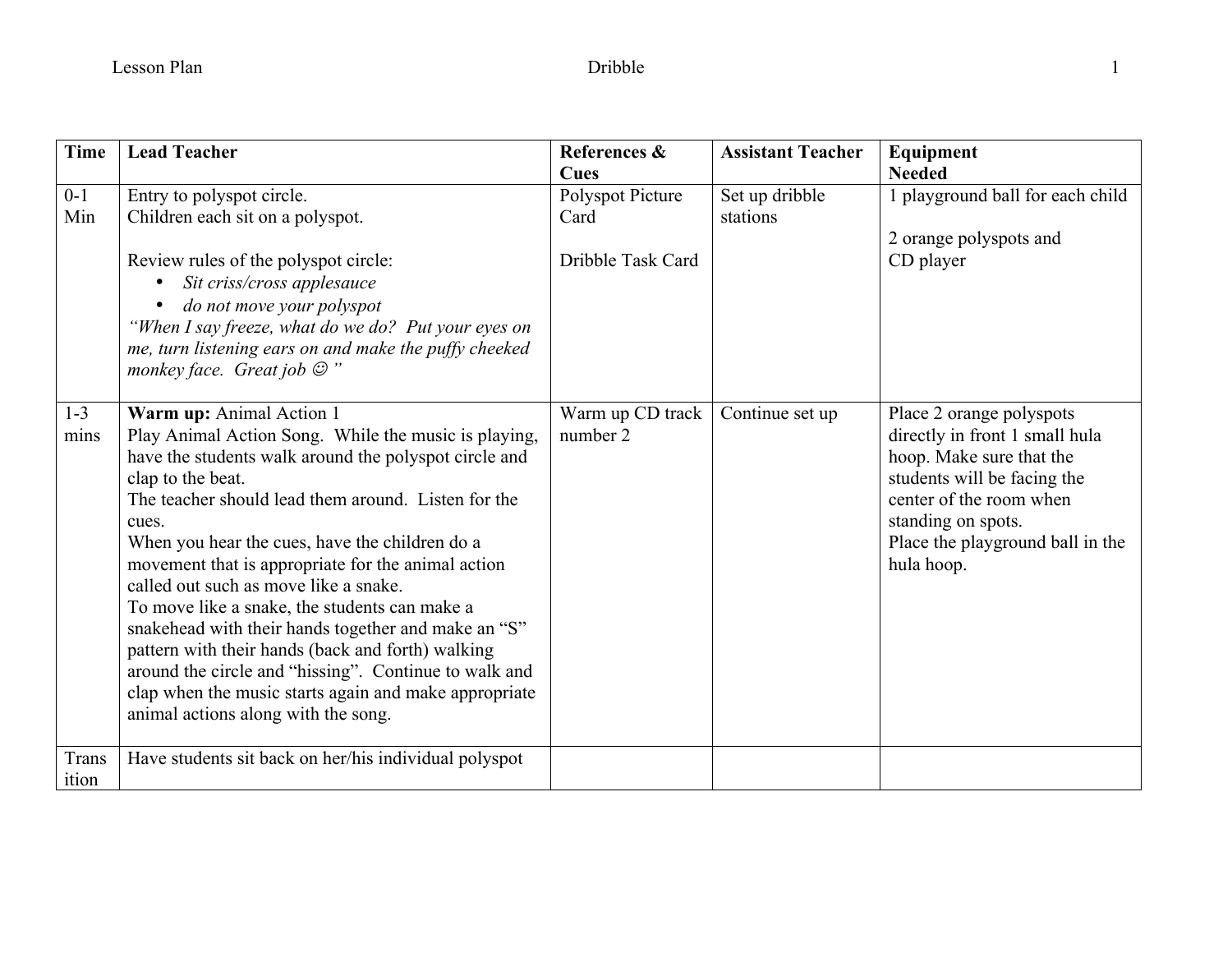| Time | Lead Teacher | References & Cues | Assistant Teacher | Equipment Needed |
|---|---|---|---|---|
| 0-1 Min | Entry to polyspot circle.<br>Children each sit on a polyspot.<br><br>Review rules of the polyspot circle:<br>• *Sit criss/cross applesauce*<br>• *do not move your polyspot*<br>*"When I say freeze, what do we do? Put your eyes on me, turn listening ears on and make the puffy cheeked monkey face. Great job ☺ "* | Polyspot Picture Card<br><br>Dribble Task Card | Set up dribble stations | 1 playground ball for each child<br><br>2 orange polyspots and<br>CD player |
| 1-3 mins | **Warm up:** Animal Action 1<br>Play Animal Action Song. While the music is playing, have the students walk around the polyspot circle and clap to the beat.<br>The teacher should lead them around. Listen for the cues.<br>When you hear the cues, have the children do a movement that is appropriate for the animal action called out such as move like a snake.<br>To move like a snake, the students can make a snakehead with their hands together and make an "S" pattern with their hands (back and forth) walking around the circle and "hissing". Continue to walk and clap when the music starts again and make appropriate animal actions along with the song. | Warm up CD track number 2 | Continue set up | Place 2 orange polyspots directly in front 1 small hula hoop. Make sure that the students will be facing the center of the room when standing on spots.<br>Place the playground ball in the hula hoop. |
| Transition | Have students sit back on her/his individual polyspot | | | |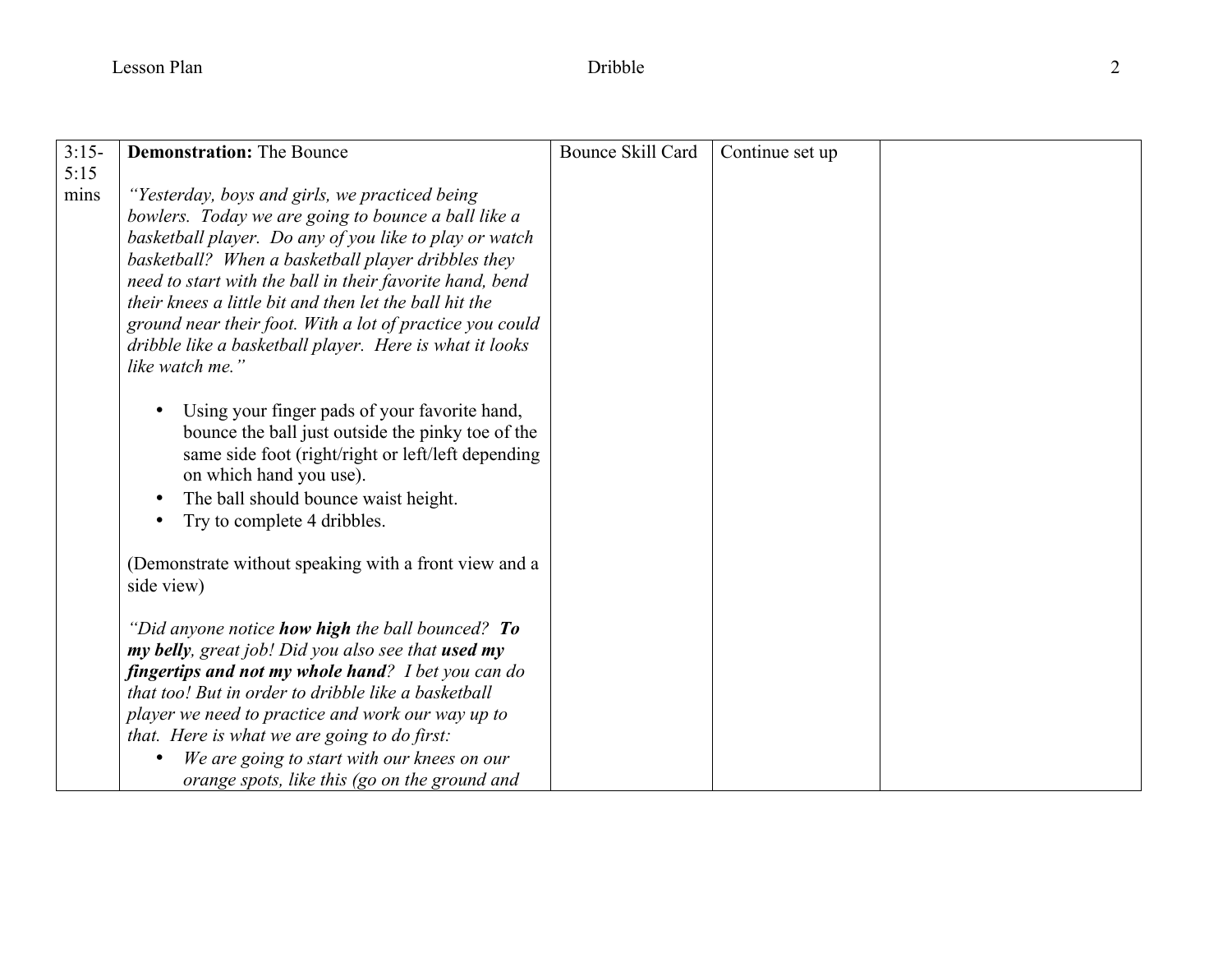| 3:15-5:15 mins | **Demonstration:** The Bounce<br><br>*"Yesterday, boys and girls, we practiced being bowlers. Today we are going to bounce a ball like a basketball player. Do any of you like to play or watch basketball? When a basketball player dribbles they need to start with the ball in their favorite hand, bend their knees a little bit and then let the ball hit the ground near their foot. With a lot of practice you could dribble like a basketball player. Here is what it looks like watch me."*<br><br>• Using your finger pads of your favorite hand, bounce the ball just outside the pinky toe of the same side foot (right/right or left/left depending on which hand you use).<br>• The ball should bounce waist height.<br>• Try to complete 4 dribbles.<br><br>(Demonstrate without speaking with a front view and a side view)<br><br>*"Did anyone notice* ***how high*** *the ball bounced?* ***To my belly****, great job! Did you also see that* ***used my fingertips and not my whole hand****? I bet you can do that too! But in order to dribble like a basketball player we need to practice and work our way up to that. Here is what we are going to do first:*<br>• *We are going to start with our knees on our orange spots, like this (go on the ground and* | Bounce Skill Card | Continue set up | |
|---|---|---|---|---|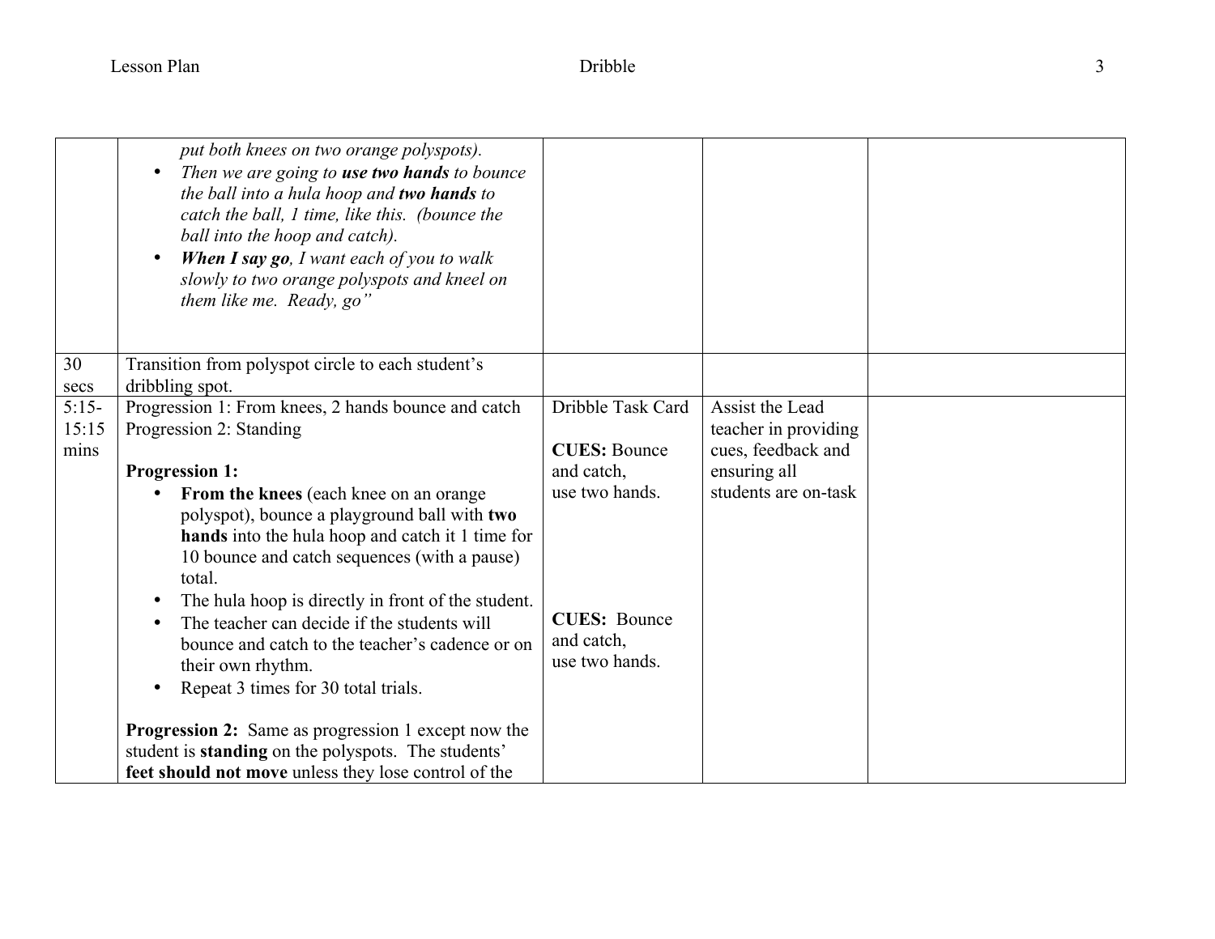| | | | | |
|---|---|---|---|---|
| | *put both knees on two orange polyspots).*<br>• *Then we are going to* ***use two hands*** *to bounce the ball into a hula hoop and* ***two hands*** *to catch the ball, 1 time, like this. (bounce the ball into the hoop and catch).*<br>• ***When I say go****, I want each of you to walk slowly to two orange polyspots and kneel on them like me. Ready, go"* | | | |
| 30 secs | Transition from polyspot circle to each student's dribbling spot. | | | |
| 5:15-15:15 mins | Progression 1: From knees, 2 hands bounce and catch<br>Progression 2: Standing<br><br>**Progression 1:**<br>• **From the knees** (each knee on an orange polyspot), bounce a playground ball with **two hands** into the hula hoop and catch it 1 time for 10 bounce and catch sequences (with a pause) total.<br>• The hula hoop is directly in front of the student.<br>• The teacher can decide if the students will bounce and catch to the teacher's cadence or on their own rhythm.<br>• Repeat 3 times for 30 total trials.<br><br>**Progression 2:** Same as progression 1 except now the student is **standing** on the polyspots. The students' **feet should not move** unless they lose control of the | Dribble Task Card<br><br>**CUES:** Bounce and catch, use two hands.<br><br>**CUES:** Bounce and catch, use two hands. | Assist the Lead teacher in providing cues, feedback and ensuring all students are on-task | |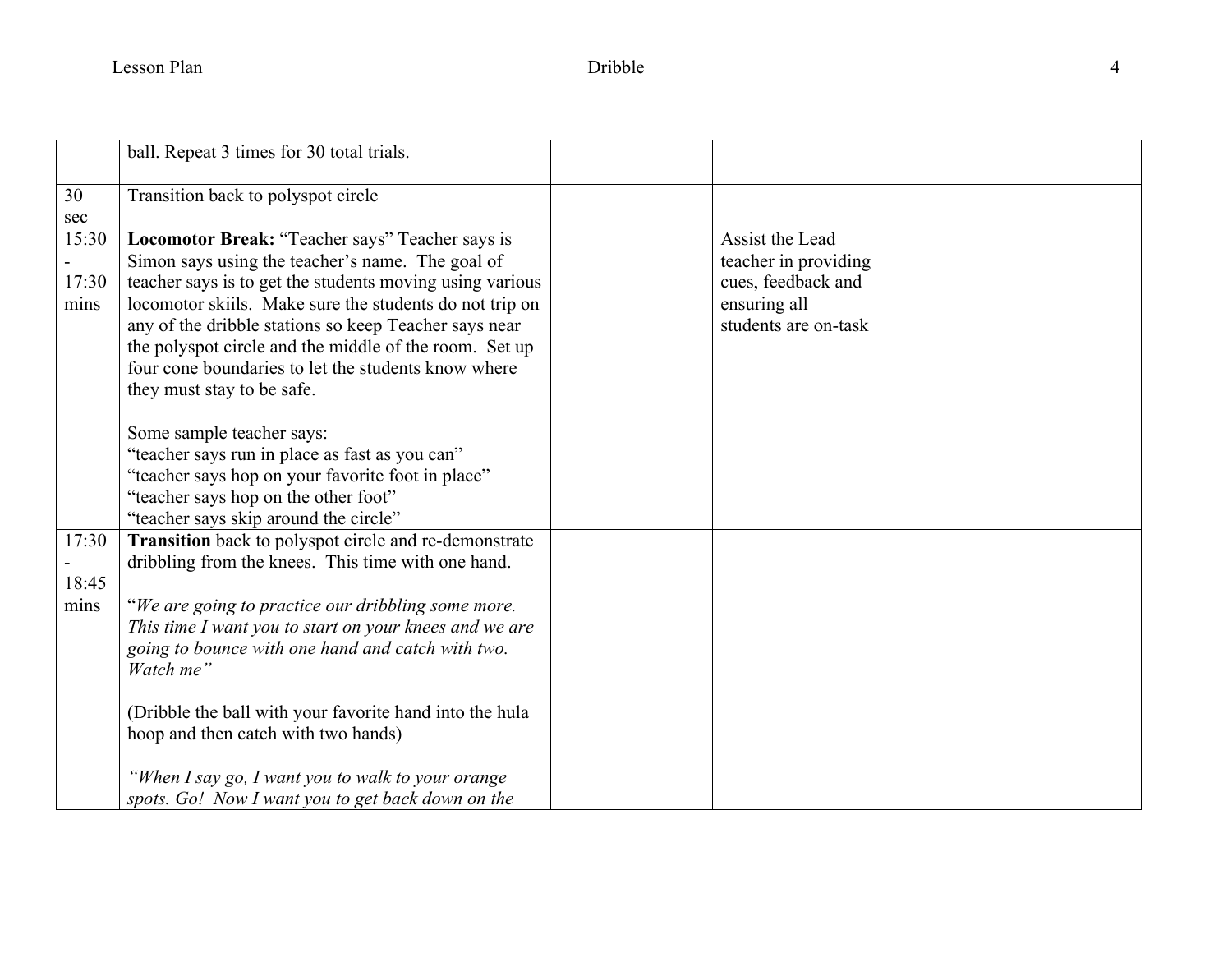| | | | | |
|---|---|---|---|---|
| | ball. Repeat 3 times for 30 total trials. | | | |
| 30 sec | Transition back to polyspot circle | | | |
| 15:30 - 17:30 mins | **Locomotor Break:** "Teacher says" Teacher says is Simon says using the teacher's name. The goal of teacher says is to get the students moving using various locomotor skiils. Make sure the students do not trip on any of the dribble stations so keep Teacher says near the polyspot circle and the middle of the room. Set up four cone boundaries to let the students know where they must stay to be safe.<br><br>Some sample teacher says:<br>"teacher says run in place as fast as you can"<br>"teacher says hop on your favorite foot in place"<br>"teacher says hop on the other foot"<br>"teacher says skip around the circle" | | Assist the Lead teacher in providing cues, feedback and ensuring all students are on-task | |
| 17:30 - 18:45 mins | **Transition** back to polyspot circle and re-demonstrate dribbling from the knees. This time with one hand.<br><br>"*We are going to practice our dribbling some more. This time I want you to start on your knees and we are going to bounce with one hand and catch with two. Watch me"*<br><br>(Dribble the ball with your favorite hand into the hula hoop and then catch with two hands)<br><br>*"When I say go, I want you to walk to your orange spots. Go! Now I want you to get back down on the* | | | |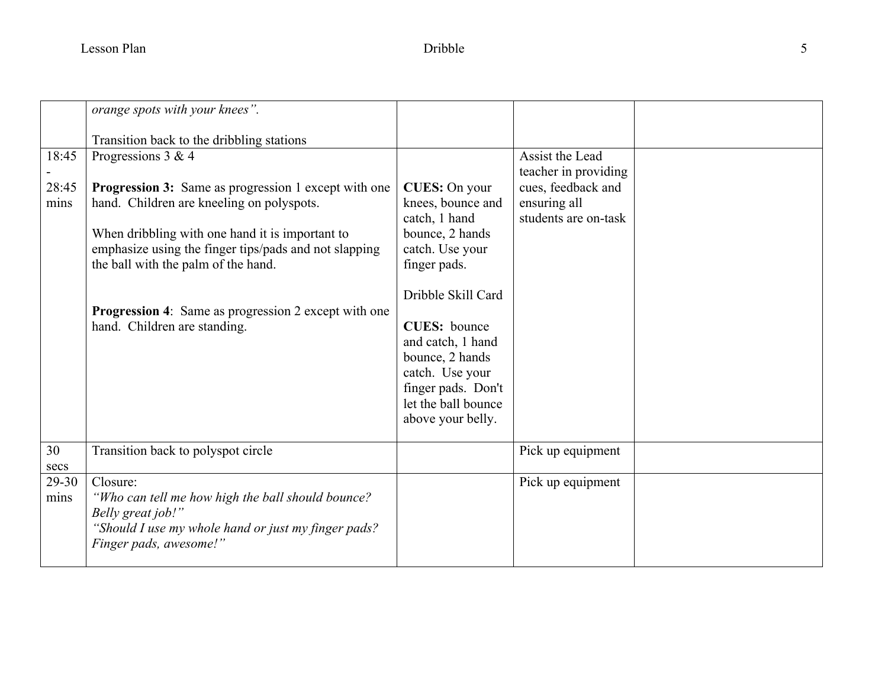| | | | | |
|---|---|---|---|---|
| | *orange spots with your knees".*<br><br>Transition back to the dribbling stations | | | |
| 18:45 - 28:45 mins | Progressions 3 & 4<br><br>**Progression 3:** Same as progression 1 except with one hand. Children are kneeling on polyspots.<br><br>When dribbling with one hand it is important to emphasize using the finger tips/pads and not slapping the ball with the palm of the hand.<br><br>**Progression 4**: Same as progression 2 except with one hand. Children are standing. | **CUES:** On your knees, bounce and catch, 1 hand bounce, 2 hands catch. Use your finger pads.<br><br>Dribble Skill Card<br><br>**CUES:** bounce and catch, 1 hand bounce, 2 hands catch. Use your finger pads. Don't let the ball bounce above your belly. | Assist the Lead teacher in providing cues, feedback and ensuring all students are on-task | |
| 30 secs | Transition back to polyspot circle | | Pick up equipment | |
| 29-30 mins | Closure:<br>*"Who can tell me how high the ball should bounce? Belly great job!"*<br>*"Should I use my whole hand or just my finger pads? Finger pads, awesome!"* | | Pick up equipment | |